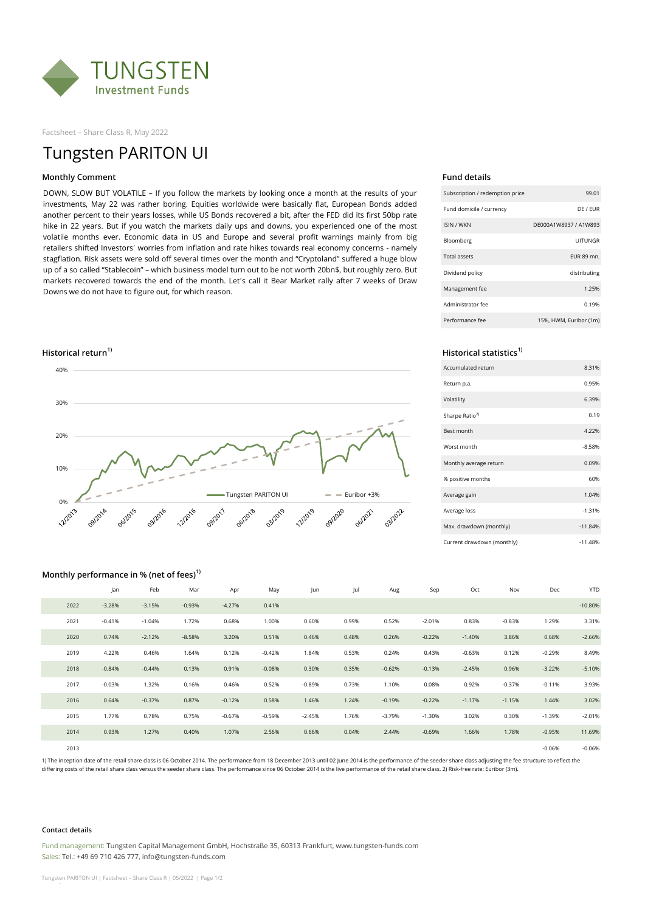Factsheet – Share Class R, May 2022

# Tungsten PARITON UI

## Monthly Comment

DOWN, SLOW BUT VOLATILE – If you follow the markets by looking once a month at the results of your investments, May 22 was rather boring. Equities worldwide were basically flat, European Bonds added another percent to their years losses, while US Bonds recovered a bit, after the FED did its first 50bp rate hike in 22 years. But if you watch the markets daily ups and downs, you experienced one of the most volatile months ever. Economic data in US and Europe and several profit warnings mainly from big retailers shifted Investors´ worries from inflation and rate hikes towards real economy concerns - namely stagflation. Risk assets were sold off several times over the month and "Cryptoland" suffered a huge blow up of a so called "Stablecoin" – which business model turn out to be not worth 20bn$, but roughly zero. But markets recovered towards the end of the month. Let´s call it Bear Market rally after 7 weeks of Draw Downs we do not have to figure out, for which reason.

## Fund details

| | |
|---|---|
| Subscription / redemption price | 99.01 |
| Fund domicile / currency | DE / EUR |
| ISIN / WKN | DE000A1W8937 / A1W893 |
| Bloomberg | UITUNGR |
| Total assets | EUR 89 mn. |
| Dividend policy | distributing |
| Management fee | 1.25% |
| Administrator fee | 0.19% |
| Performance fee | 15%, HWM, Euribor (1m) |

## Historical return[1)]

## Historical statistics[1)]

| | |
|---|---|
| Accumulated return | 8.31% |
| Return p.a. | 0.95% |
| Volatility | 6.39% |
| Sharpe Ratio[2)] | 0.19 |
| Best month | 4.22% |
| Worst month | -8.58% |
| Monthly average return | 0.09% |
| % positive months | 60% |
| Average gain | 1.04% |
| Average loss | -1.31% |
| Max. drawdown (monthly) | -11.84% |
| Current drawdown (monthly) | -11.48% |

## Monthly performance in % (net of fees)[1)]

| | Jan | Feb | Mar | Apr | May | Jun | Jul | Aug | Sep | Oct | Nov | Dec | YTD |
|---|---|---|---|---|---|---|---|---|---|---|---|---|---|
| 2022 | -3.28% | -3.15% | -0.93% | -4.27% | 0.41% | | | | | | | | -10.80% |
| 2021 | -0.41% | -1.04% | 1.72% | 0.68% | 1.00% | 0.60% | 0.99% | 0.52% | -2.01% | 0.83% | -0.83% | 1.29% | 3.31% |
| 2020 | 0.74% | -2.12% | -8.58% | 3.20% | 0.51% | 0.46% | 0.48% | 0.26% | -0.22% | -1.40% | 3.86% | 0.68% | -2.66% |
| 2019 | 4.22% | 0.46% | 1.64% | 0.12% | -0.42% | 1.84% | 0.53% | 0.24% | 0.43% | -0.63% | 0.12% | -0.29% | 8.49% |
| 2018 | -0.84% | -0.44% | 0.13% | 0.91% | -0.08% | 0.30% | 0.35% | -0.62% | -0.13% | -2.45% | 0.96% | -3.22% | -5.10% |
| 2017 | -0.03% | 1.32% | 0.16% | 0.46% | 0.52% | -0.89% | 0.73% | 1.10% | 0.08% | 0.92% | -0.37% | -0.11% | 3.93% |
| 2016 | 0.64% | -0.37% | 0.87% | -0.12% | 0.58% | 1.46% | 1.24% | -0.19% | -0.22% | -1.17% | -1.15% | 1.44% | 3.02% |
| 2015 | 1.77% | 0.78% | 0.75% | -0.67% | -0.59% | -2.45% | 1.76% | -3.79% | -1.30% | 3.02% | 0.30% | -1.39% | -2.01% |
| 2014 | 0.93% | 1.27% | 0.40% | 1.07% | 2.56% | 0.66% | 0.04% | 2.44% | -0.69% | 1.66% | 1.78% | -0.95% | 11.69% |
| 2013 | | | | | | | | | | | | -0.06% | -0.06% |

1) The inception date of the retail share class is 06 October 2014. The performance from 18 December 2013 until 02 June 2014 is the performance of the seeder share class adjusting the fee structure to reflect the differing costs of the retail share class versus the seeder share class. The performance since 06 October 2014 is the live performance of the retail share class. 2) Risk-free rate: Euribor (3m).

#### Contact details

Fund management: Tungsten Capital Management GmbH, Hochstraße 35, 60313 Frankfurt, www.tungsten-funds.com
Sales: Tel.: +49 69 710 426 777, info@tungsten-funds.com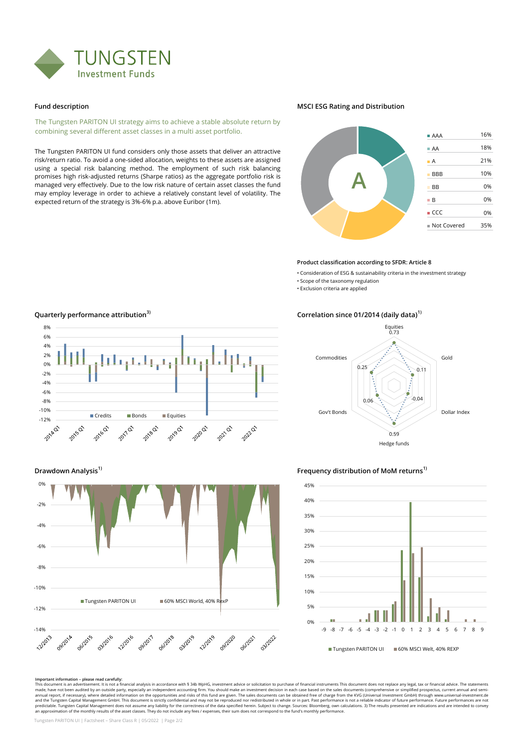![TUNGSTEN Investment Funds]

## Fund description

The Tungsten PARITON UI strategy aims to achieve a stable absolute return by combining several different asset classes in a multi asset portfolio.

The Tungsten PARITON UI fund considers only those assets that deliver an attractive risk/return ratio. To avoid a one-sided allocation, weights to these assets are assigned using a special risk balancing method. The employment of such risk balancing promises high risk-adjusted returns (Sharpe ratios) as the aggregate portfolio risk is managed very effectively. Due to the low risk nature of certain asset classes the fund may employ leverage in order to achieve a relatively constant level of volatility. The expected return of the strategy is 3%-6% p.a. above Euribor (1m).

## MSCI ESG Rating and Distribution

A

| | |
|---|---|
| AAA | 16% |
| AA | 18% |
| A | 21% |
| BBB | 10% |
| BB | 0% |
| B | 0% |
| CCC | 0% |
| Not Covered | 35% |

**Product classification according to SFDR: Article 8**

- Consideration of ESG & sustainability criteria in the investment strategy
- Scope of the taxonomy regulation
- Exclusion criteria are applied

## Quarterly performance attribution[3]

8%
6%
4%
2%
0%
-2%
-4%
-6%
-8%
-10%
-12%

2014 Q1, 2015 Q1, 2016 Q1, 2017 Q1, 2018 Q1, 2019 Q1, 2020 Q1, 2021 Q1, 2022 Q1

Credits, Bonds, Equities

## Correlation since 01/2014 (daily data)[1]

Equities 0.73
Gold 0.11
Dollar Index -0.04
Hedge funds 0.59
Gov't Bonds 0.06
Commodities 0.25

## Drawdown Analysis[1]

0%
-2%
-4%
-6%
-8%
-10%
-12%
-14%

12/2013, 09/2014, 06/2015, 03/2016, 12/2016, 09/2017, 06/2018, 03/2019, 12/2019, 09/2020, 06/2021, 03/2022

Tungsten PARITON UI, 60% MSCI World, 40% RexP

## Frequency distribution of MoM returns[1]

45%
40%
35%
30%
25%
20%
15%
10%
5%
0%

-9, -8, -7, -6, -5, -4, -3, -2, -1, 0, 1, 2, 3, 4, 5, 6, 7, 8, 9

Tungsten PARITON UI, 60% MSCI Welt, 40% REXP

**Important information – please read carefully:**
This document is an advertisement. It is not a financial analysis in accordance with § 34b WpHG, investment advice or solicitation to purchase of financial instruments This document does not replace any legal, tax or financial advice. The statements made, have not been audited by an outside party, especially an independent accounting firm. You should make an investment decision in each case based on the sales documents (comprehensive or simplified prospectus, current annual and semi-annual report, if necessary), where detailed information on the opportunities and risks of this fund are given. The sales documents can be obtained free of charge from the KVG (Universal Investment GmbH) through www.universal-investment.de and the Tungsten Capital Management GmbH. This document is strictly confidential and may not be reproduced nor redistributed in whole or in part. Past performance is not a reliable indicator of future performance. Future performances are not predictable. Tungsten Capital Management does not assume any liability for the correctness of the data specified herein. Subject to change. Sources: Bloomberg, own calculations. 3) The results presented are indications and are intended to convey an approximation of the monthly results of the asset classes. They do not include any fees / expenses, their sum does not correspond to the fund's monthly performance.